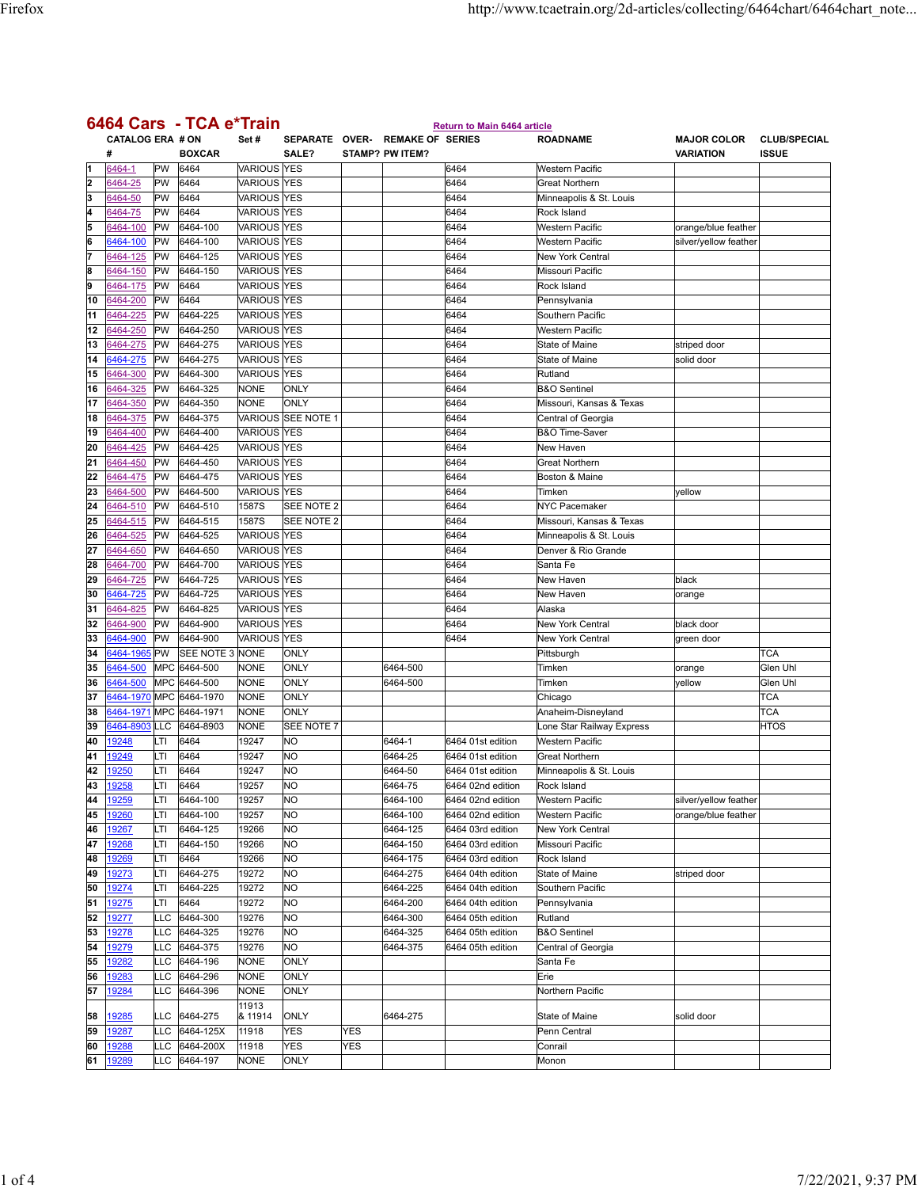# 6464 Cars - TCA e*Train

Return to Main 6464 article

| | CATALOG # | ERA | # ON BOXCAR | Set # | SEPARATE SALE? | OVER-STAMP? | REMAKE OF PW ITEM? | SERIES | ROADNAME | MAJOR COLOR VARIATION | CLUB/SPECIAL ISSUE |
|---|---|---|---|---|---|---|---|---|---|---|---|
| 1 | 6464-1 | PW | 6464 | VARIOUS | YES | | | 6464 | Western Pacific | | |
| 2 | 6464-25 | PW | 6464 | VARIOUS | YES | | | 6464 | Great Northern | | |
| 3 | 6464-50 | PW | 6464 | VARIOUS | YES | | | 6464 | Minneapolis & St. Louis | | |
| 4 | 6464-75 | PW | 6464 | VARIOUS | YES | | | 6464 | Rock Island | | |
| 5 | 6464-100 | PW | 6464-100 | VARIOUS | YES | | | 6464 | Western Pacific | orange/blue feather | |
| 6 | 6464-100 | PW | 6464-100 | VARIOUS | YES | | | 6464 | Western Pacific | silver/yellow feather | |
| 7 | 6464-125 | PW | 6464-125 | VARIOUS | YES | | | 6464 | New York Central | | |
| 8 | 6464-150 | PW | 6464-150 | VARIOUS | YES | | | 6464 | Missouri Pacific | | |
| 9 | 6464-175 | PW | 6464 | VARIOUS | YES | | | 6464 | Rock Island | | |
| 10 | 6464-200 | PW | 6464 | VARIOUS | YES | | | 6464 | Pennsylvania | | |
| 11 | 6464-225 | PW | 6464-225 | VARIOUS | YES | | | 6464 | Southern Pacific | | |
| 12 | 6464-250 | PW | 6464-250 | VARIOUS | YES | | | 6464 | Western Pacific | | |
| 13 | 6464-275 | PW | 6464-275 | VARIOUS | YES | | | 6464 | State of Maine | striped door | |
| 14 | 6464-275 | PW | 6464-275 | VARIOUS | YES | | | 6464 | State of Maine | solid door | |
| 15 | 6464-300 | PW | 6464-300 | VARIOUS | YES | | | 6464 | Rutland | | |
| 16 | 6464-325 | PW | 6464-325 | NONE | ONLY | | | 6464 | B&O Sentinel | | |
| 17 | 6464-350 | PW | 6464-350 | NONE | ONLY | | | 6464 | Missouri, Kansas & Texas | | |
| 18 | 6464-375 | PW | 6464-375 | VARIOUS | SEE NOTE 1 | | | 6464 | Central of Georgia | | |
| 19 | 6464-400 | PW | 6464-400 | VARIOUS | YES | | | 6464 | B&O Time-Saver | | |
| 20 | 6464-425 | PW | 6464-425 | VARIOUS | YES | | | 6464 | New Haven | | |
| 21 | 6464-450 | PW | 6464-450 | VARIOUS | YES | | | 6464 | Great Northern | | |
| 22 | 6464-475 | PW | 6464-475 | VARIOUS | YES | | | 6464 | Boston & Maine | | |
| 23 | 6464-500 | PW | 6464-500 | VARIOUS | YES | | | 6464 | Timken | yellow | |
| 24 | 6464-510 | PW | 6464-510 | 1587S | SEE NOTE 2 | | | 6464 | NYC Pacemaker | | |
| 25 | 6464-515 | PW | 6464-515 | 1587S | SEE NOTE 2 | | | 6464 | Missouri, Kansas & Texas | | |
| 26 | 6464-525 | PW | 6464-525 | VARIOUS | YES | | | 6464 | Minneapolis & St. Louis | | |
| 27 | 6464-650 | PW | 6464-650 | VARIOUS | YES | | | 6464 | Denver & Rio Grande | | |
| 28 | 6464-700 | PW | 6464-700 | VARIOUS | YES | | | 6464 | Santa Fe | | |
| 29 | 6464-725 | PW | 6464-725 | VARIOUS | YES | | | 6464 | New Haven | black | |
| 30 | 6464-725 | PW | 6464-725 | VARIOUS | YES | | | 6464 | New Haven | orange | |
| 31 | 6464-825 | PW | 6464-825 | VARIOUS | YES | | | 6464 | Alaska | | |
| 32 | 6464-900 | PW | 6464-900 | VARIOUS | YES | | | 6464 | New York Central | black door | |
| 33 | 6464-900 | PW | 6464-900 | VARIOUS | YES | | | 6464 | New York Central | green door | |
| 34 | 6464-1965 | PW | SEE NOTE 3 | NONE | ONLY | | | | Pittsburgh | | TCA |
| 35 | 6464-500 | MPC | 6464-500 | NONE | ONLY | | 6464-500 | | Timken | orange | Glen Uhl |
| 36 | 6464-500 | MPC | 6464-500 | NONE | ONLY | | 6464-500 | | Timken | yellow | Glen Uhl |
| 37 | 6464-1970 | MPC | 6464-1970 | NONE | ONLY | | | | Chicago | | TCA |
| 38 | 6464-1971 | MPC | 6464-1971 | NONE | ONLY | | | | Anaheim-Disneyland | | TCA |
| 39 | 6464-8903 | LLC | 6464-8903 | NONE | SEE NOTE 7 | | | | Lone Star Railway Express | | HTOS |
| 40 | 19248 | LTI | 6464 | 19247 | NO | | 6464-1 | 6464 01st edition | Western Pacific | | |
| 41 | 19249 | LTI | 6464 | 19247 | NO | | 6464-25 | 6464 01st edition | Great Northern | | |
| 42 | 19250 | LTI | 6464 | 19247 | NO | | 6464-50 | 6464 01st edition | Minneapolis & St. Louis | | |
| 43 | 19258 | LTI | 6464 | 19257 | NO | | 6464-75 | 6464 02nd edition | Rock Island | | |
| 44 | 19259 | LTI | 6464-100 | 19257 | NO | | 6464-100 | 6464 02nd edition | Western Pacific | silver/yellow feather | |
| 45 | 19260 | LTI | 6464-100 | 19257 | NO | | 6464-100 | 6464 02nd edition | Western Pacific | orange/blue feather | |
| 46 | 19267 | LTI | 6464-125 | 19266 | NO | | 6464-125 | 6464 03rd edition | New York Central | | |
| 47 | 19268 | LTI | 6464-150 | 19266 | NO | | 6464-150 | 6464 03rd edition | Missouri Pacific | | |
| 48 | 19269 | LTI | 6464 | 19266 | NO | | 6464-175 | 6464 03rd edition | Rock Island | | |
| 49 | 19273 | LTI | 6464-275 | 19272 | NO | | 6464-275 | 6464 04th edition | State of Maine | striped door | |
| 50 | 19274 | LTI | 6464-225 | 19272 | NO | | 6464-225 | 6464 04th edition | Southern Pacific | | |
| 51 | 19275 | LTI | 6464 | 19272 | NO | | 6464-200 | 6464 04th edition | Pennsylvania | | |
| 52 | 19277 | LLC | 6464-300 | 19276 | NO | | 6464-300 | 6464 05th edition | Rutland | | |
| 53 | 19278 | LLC | 6464-325 | 19276 | NO | | 6464-325 | 6464 05th edition | B&O Sentinel | | |
| 54 | 19279 | LLC | 6464-375 | 19276 | NO | | 6464-375 | 6464 05th edition | Central of Georgia | | |
| 55 | 19282 | LLC | 6464-196 | NONE | ONLY | | | | Santa Fe | | |
| 56 | 19283 | LLC | 6464-296 | NONE | ONLY | | | | Erie | | |
| 57 | 19284 | LLC | 6464-396 | NONE | ONLY | | | | Northern Pacific | | |
| 58 | 19285 | LLC | 6464-275 | 11913 & 11914 | ONLY | | 6464-275 | | State of Maine | solid door | |
| 59 | 19287 | LLC | 6464-125X | 11918 | YES | YES | | | Penn Central | | |
| 60 | 19288 | LLC | 6464-200X | 11918 | YES | YES | | | Conrail | | |
| 61 | 19289 | LLC | 6464-197 | NONE | ONLY | | | | Monon | | |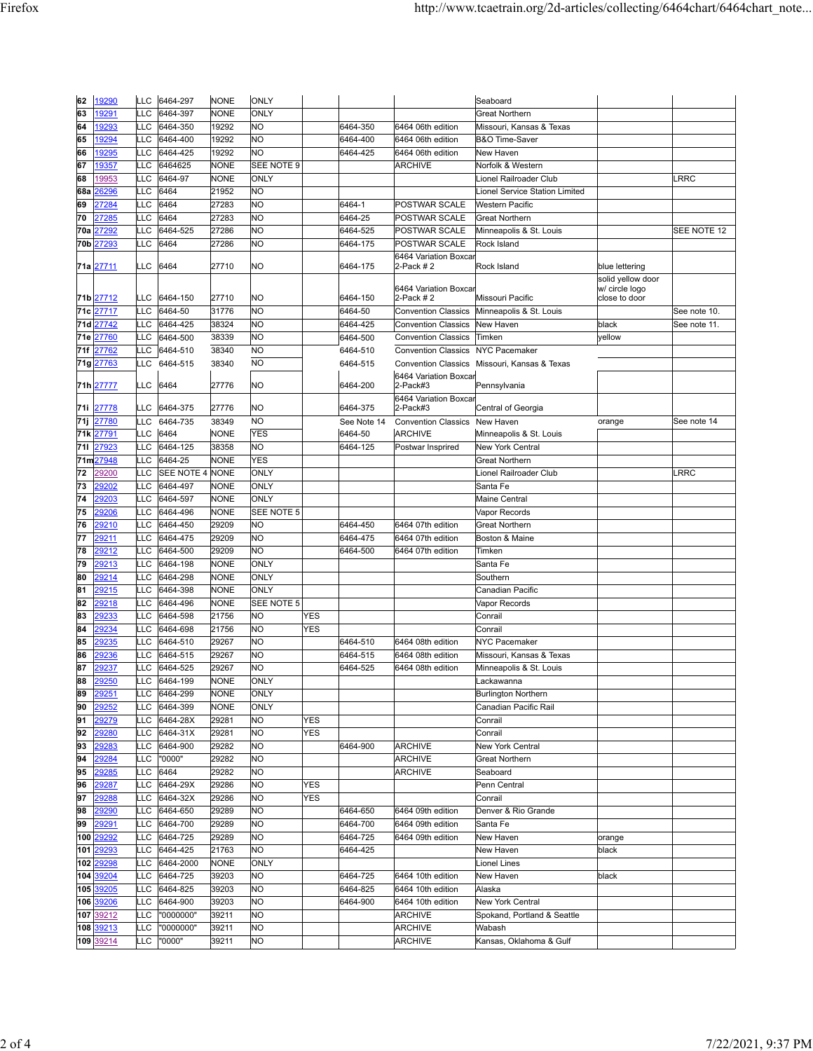| | | | | | | | | | | | |
|---|---|---|---|---|---|---|---|---|---|---|---|
| 62 | 19290 | LLC | 6464-297 | NONE | ONLY | | | | Seaboard | | |
| 63 | 19291 | LLC | 6464-397 | NONE | ONLY | | | | Great Northern | | |
| 64 | 19293 | LLC | 6464-350 | 19292 | NO | | 6464-350 | 6464 06th edition | Missouri, Kansas & Texas | | |
| 65 | 19294 | LLC | 6464-400 | 19292 | NO | | 6464-400 | 6464 06th edition | B&O Time-Saver | | |
| 66 | 19295 | LLC | 6464-425 | 19292 | NO | | 6464-425 | 6464 06th edition | New Haven | | |
| 67 | 19357 | LLC | 6464625 | NONE | SEE NOTE 9 | | | ARCHIVE | Norfolk & Western | | |
| 68 | 19953 | LLC | 6464-97 | NONE | ONLY | | | | Lionel Railroader Club | | LRRC |
| 68a | 26296 | LLC | 6464 | 21952 | NO | | | | Lionel Service Station Limited | | |
| 69 | 27284 | LLC | 6464 | 27283 | NO | | 6464-1 | POSTWAR SCALE | Western Pacific | | |
| 70 | 27285 | LLC | 6464 | 27283 | NO | | 6464-25 | POSTWAR SCALE | Great Northern | | |
| 70a | 27292 | LLC | 6464-525 | 27286 | NO | | 6464-525 | POSTWAR SCALE | Minneapolis & St. Louis | | SEE NOTE 12 |
| 70b | 27293 | LLC | 6464 | 27286 | NO | | 6464-175 | POSTWAR SCALE | Rock Island | | |
| 71a | 27711 | LLC | 6464 | 27710 | NO | | 6464-175 | 6464 Variation Boxcar 2-Pack # 2 | Rock Island | blue lettering | |
| 71b | 27712 | LLC | 6464-150 | 27710 | NO | | 6464-150 | 6464 Variation Boxcar 2-Pack # 2 | Missouri Pacific | solid yellow door w/ circle logo close to door | |
| 71c | 27717 | LLC | 6464-50 | 31776 | NO | | 6464-50 | Convention Classics | Minneapolis & St. Louis | | See note 10. |
| 71d | 27742 | LLC | 6464-425 | 38324 | NO | | 6464-425 | Convention Classics | New Haven | black | See note 11. |
| 71e | 27760 | LLC | 6464-500 | 38339 | NO | | 6464-500 | Convention Classics | Timken | yellow | |
| 71f | 27762 | LLC | 6464-510 | 38340 | NO | | 6464-510 | Convention Classics | NYC Pacemaker | | |
| 71g | 27763 | LLC | 6464-515 | 38340 | NO | | 6464-515 | Convention Classics | Missouri, Kansas & Texas | | |
| 71h | 27777 | LLC | 6464 | 27776 | NO | | 6464-200 | 6464 Variation Boxcar 2-Pack#3 | Pennsylvania | | |
| 71i | 27778 | LLC | 6464-375 | 27776 | NO | | 6464-375 | 6464 Variation Boxcar 2-Pack#3 | Central of Georgia | | |
| 71j | 27780 | LLC | 6464-735 | 38349 | NO | | See Note 14 | Convention Classics | New Haven | orange | See note 14 |
| 71k | 27791 | LLC | 6464 | NONE | YES | | 6464-50 | ARCHIVE | Minneapolis & St. Louis | | |
| 71l | 27923 | LLC | 6464-125 | 38358 | NO | | 6464-125 | Postwar Inspired | New York Central | | |
| 71m | 27948 | LLC | 6464-25 | NONE | YES | | | | Great Northern | | |
| 72 | 29200 | LLC | SEE NOTE 4 | NONE | ONLY | | | | Lionel Railroader Club | | LRRC |
| 73 | 29202 | LLC | 6464-497 | NONE | ONLY | | | | Santa Fe | | |
| 74 | 29203 | LLC | 6464-597 | NONE | ONLY | | | | Maine Central | | |
| 75 | 29206 | LLC | 6464-496 | NONE | SEE NOTE 5 | | | | Vapor Records | | |
| 76 | 29210 | LLC | 6464-450 | 29209 | NO | | 6464-450 | 6464 07th edition | Great Northern | | |
| 77 | 29211 | LLC | 6464-475 | 29209 | NO | | 6464-475 | 6464 07th edition | Boston & Maine | | |
| 78 | 29212 | LLC | 6464-500 | 29209 | NO | | 6464-500 | 6464 07th edition | Timken | | |
| 79 | 29213 | LLC | 6464-198 | NONE | ONLY | | | | Santa Fe | | |
| 80 | 29214 | LLC | 6464-298 | NONE | ONLY | | | | Southern | | |
| 81 | 29215 | LLC | 6464-398 | NONE | ONLY | | | | Canadian Pacific | | |
| 82 | 29218 | LLC | 6464-496 | NONE | SEE NOTE 5 | | | | Vapor Records | | |
| 83 | 29233 | LLC | 6464-598 | 21756 | NO | YES | | | Conrail | | |
| 84 | 29234 | LLC | 6464-698 | 21756 | NO | YES | | | Conrail | | |
| 85 | 29235 | LLC | 6464-510 | 29267 | NO | | 6464-510 | 6464 08th edition | NYC Pacemaker | | |
| 86 | 29236 | LLC | 6464-515 | 29267 | NO | | 6464-515 | 6464 08th edition | Missouri, Kansas & Texas | | |
| 87 | 29237 | LLC | 6464-525 | 29267 | NO | | 6464-525 | 6464 08th edition | Minneapolis & St. Louis | | |
| 88 | 29250 | LLC | 6464-199 | NONE | ONLY | | | | Lackawanna | | |
| 89 | 29251 | LLC | 6464-299 | NONE | ONLY | | | | Burlington Northern | | |
| 90 | 29252 | LLC | 6464-399 | NONE | ONLY | | | | Canadian Pacific Rail | | |
| 91 | 29279 | LLC | 6464-28X | 29281 | NO | YES | | | Conrail | | |
| 92 | 29280 | LLC | 6464-31X | 29281 | NO | YES | | | Conrail | | |
| 93 | 29283 | LLC | 6464-900 | 29282 | NO | | 6464-900 | ARCHIVE | New York Central | | |
| 94 | 29284 | LLC | "0000" | 29282 | NO | | | ARCHIVE | Great Northern | | |
| 95 | 29285 | LLC | 6464 | 29282 | NO | | | ARCHIVE | Seaboard | | |
| 96 | 29287 | LLC | 6464-29X | 29286 | NO | YES | | | Penn Central | | |
| 97 | 29288 | LLC | 6464-32X | 29286 | NO | YES | | | Conrail | | |
| 98 | 29290 | LLC | 6464-650 | 29289 | NO | | 6464-650 | 6464 09th edition | Denver & Rio Grande | | |
| 99 | 29291 | LLC | 6464-700 | 29289 | NO | | 6464-700 | 6464 09th edition | Santa Fe | | |
| 100 | 29292 | LLC | 6464-725 | 29289 | NO | | 6464-725 | 6464 09th edition | New Haven | orange | |
| 101 | 29293 | LLC | 6464-425 | 21763 | NO | | 6464-425 | | New Haven | black | |
| 102 | 29298 | LLC | 6464-2000 | NONE | ONLY | | | | Lionel Lines | | |
| 104 | 39204 | LLC | 6464-725 | 39203 | NO | | 6464-725 | 6464 10th edition | New Haven | black | |
| 105 | 39205 | LLC | 6464-825 | 39203 | NO | | 6464-825 | 6464 10th edition | Alaska | | |
| 106 | 39206 | LLC | 6464-900 | 39203 | NO | | 6464-900 | 6464 10th edition | New York Central | | |
| 107 | 39212 | LLC | "0000000" | 39211 | NO | | | ARCHIVE | Spokand, Portland & Seattle | | |
| 108 | 39213 | LLC | "0000000" | 39211 | NO | | | ARCHIVE | Wabash | | |
| 109 | 39214 | LLC | "0000" | 39211 | NO | | | ARCHIVE | Kansas, Oklahoma & Gulf | | |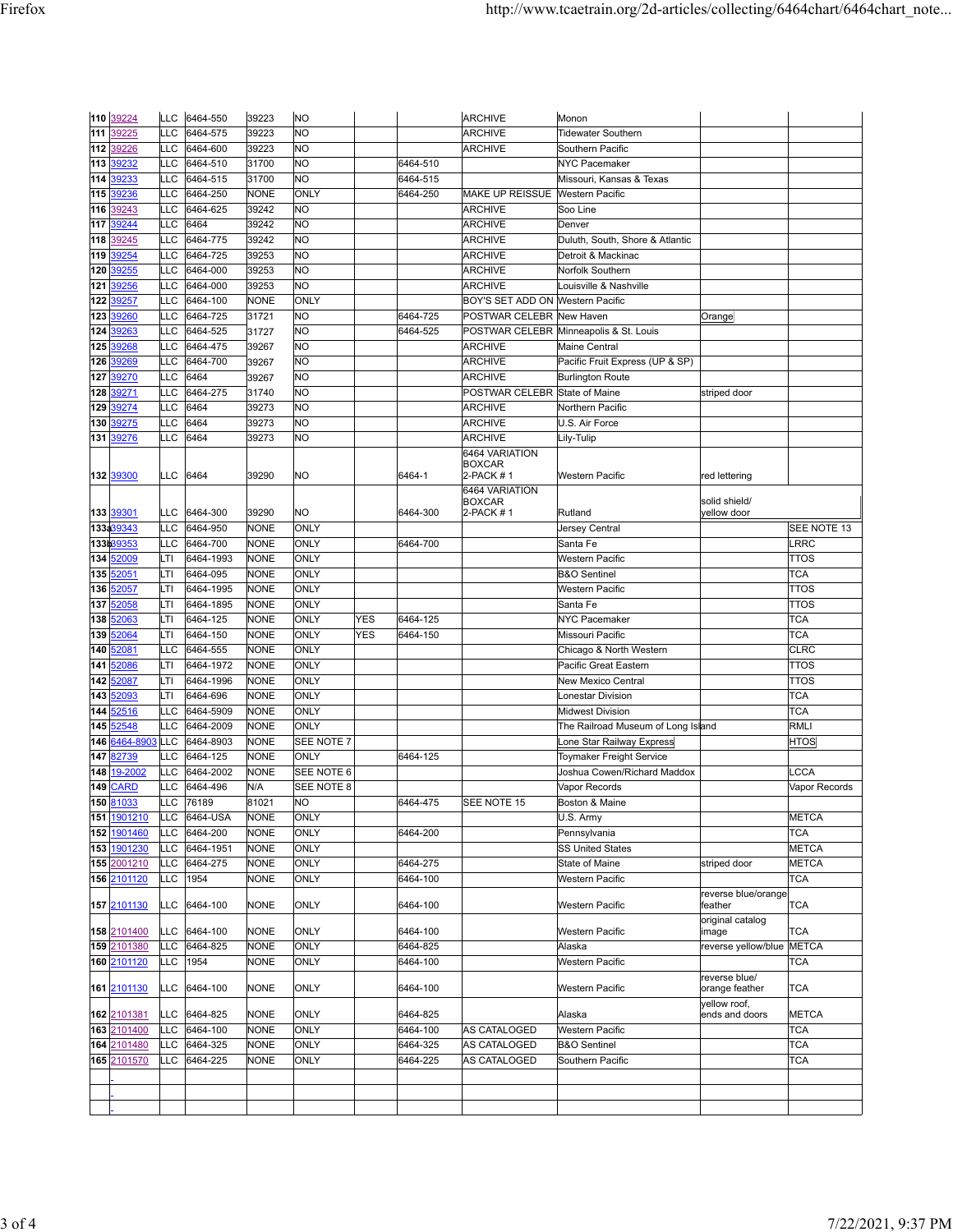| | | | | | | | | | | | |
|---|---|---|---|---|---|---|---|---|---|---|---|
| **110** | 39224 | LLC | 6464-550 | 39223 | NO | | | ARCHIVE | Monon | | |
| **111** | 39225 | LLC | 6464-575 | 39223 | NO | | | ARCHIVE | Tidewater Southern | | |
| **112** | 39226 | LLC | 6464-600 | 39223 | NO | | | ARCHIVE | Southern Pacific | | |
| **113** | 39232 | LLC | 6464-510 | 31700 | NO | | 6464-510 | | NYC Pacemaker | | |
| **114** | 39233 | LLC | 6464-515 | 31700 | NO | | 6464-515 | | Missouri, Kansas & Texas | | |
| **115** | 39236 | LLC | 6464-250 | NONE | ONLY | | 6464-250 | MAKE UP REISSUE | Western Pacific | | |
| **116** | 39243 | LLC | 6464-625 | 39242 | NO | | | ARCHIVE | Soo Line | | |
| **117** | 39244 | LLC | 6464 | 39242 | NO | | | ARCHIVE | Denver | | |
| **118** | 39245 | LLC | 6464-775 | 39242 | NO | | | ARCHIVE | Duluth, South, Shore & Atlantic | | |
| **119** | 39254 | LLC | 6464-725 | 39253 | NO | | | ARCHIVE | Detroit & Mackinac | | |
| **120** | 39255 | LLC | 6464-000 | 39253 | NO | | | ARCHIVE | Norfolk Southern | | |
| **121** | 39256 | LLC | 6464-000 | 39253 | NO | | | ARCHIVE | Louisville & Nashville | | |
| **122** | 39257 | LLC | 6464-100 | NONE | ONLY | | | BOY'S SET ADD ON | Western Pacific | | |
| **123** | 39260 | LLC | 6464-725 | 31721 | NO | | 6464-725 | POSTWAR CELEBR | New Haven | Orange | |
| **124** | 39263 | LLC | 6464-525 | 31727 | NO | | 6464-525 | POSTWAR CELEBR | Minneapolis & St. Louis | | |
| **125** | 39268 | LLC | 6464-475 | 39267 | NO | | | ARCHIVE | Maine Central | | |
| **126** | 39269 | LLC | 6464-700 | 39267 | NO | | | ARCHIVE | Pacific Fruit Express (UP & SP) | | |
| **127** | 39270 | LLC | 6464 | 39267 | NO | | | ARCHIVE | Burlington Route | | |
| **128** | 39271 | LLC | 6464-275 | 31740 | NO | | | POSTWAR CELEBR | State of Maine | striped door | |
| **129** | 39274 | LLC | 6464 | 39273 | NO | | | ARCHIVE | Northern Pacific | | |
| **130** | 39275 | LLC | 6464 | 39273 | NO | | | ARCHIVE | U.S. Air Force | | |
| **131** | 39276 | LLC | 6464 | 39273 | NO | | | ARCHIVE | Lily-Tulip | | |
| **132** | 39300 | LLC | 6464 | 39290 | NO | | 6464-1 | 6464 VARIATION BOXCAR 2-PACK # 1 | Western Pacific | red lettering | |
| **133** | 39301 | LLC | 6464-300 | 39290 | NO | | 6464-300 | 6464 VARIATION BOXCAR 2-PACK # 1 | Rutland | solid shield/ yellow door | |
| **133a** | 39343 | LLC | 6464-950 | NONE | ONLY | | | | Jersey Central | | SEE NOTE 13 |
| **133b** | 39353 | LLC | 6464-700 | NONE | ONLY | | 6464-700 | | Santa Fe | | LRRC |
| **134** | 52009 | LTI | 6464-1993 | NONE | ONLY | | | | Western Pacific | | TTOS |
| **135** | 52051 | LTI | 6464-095 | NONE | ONLY | | | | B&O Sentinel | | TCA |
| **136** | 52057 | LTI | 6464-1995 | NONE | ONLY | | | | Western Pacific | | TTOS |
| **137** | 52058 | LTI | 6464-1895 | NONE | ONLY | | | | Santa Fe | | TTOS |
| **138** | 52063 | LTI | 6464-125 | NONE | ONLY | YES | 6464-125 | | NYC Pacemaker | | TCA |
| **139** | 52064 | LTI | 6464-150 | NONE | ONLY | YES | 6464-150 | | Missouri Pacific | | TCA |
| **140** | 52081 | LLC | 6464-555 | NONE | ONLY | | | | Chicago & North Western | | CLRC |
| **141** | 52086 | LTI | 6464-1972 | NONE | ONLY | | | | Pacific Great Eastern | | TTOS |
| **142** | 52087 | LTI | 6464-1996 | NONE | ONLY | | | | New Mexico Central | | TTOS |
| **143** | 52093 | LTI | 6464-696 | NONE | ONLY | | | | Lonestar Division | | TCA |
| **144** | 52516 | LLC | 6464-5909 | NONE | ONLY | | | | Midwest Division | | TCA |
| **145** | 52548 | LLC | 6464-2009 | NONE | ONLY | | | | The Railroad Museum of Long Island | | RMLI |
| **146** | 6464-8903 | LLC | 6464-8903 | NONE | SEE NOTE 7 | | | | Lone Star Railway Express | | HTOS |
| **147** | 82739 | LLC | 6464-125 | NONE | ONLY | | 6464-125 | | Toymaker Freight Service | | |
| **148** | 19-2002 | LLC | 6464-2002 | NONE | SEE NOTE 6 | | | | Joshua Cowen/Richard Maddox | | LCCA |
| **149** | CARD | LLC | 6464-496 | N/A | SEE NOTE 8 | | | | Vapor Records | | Vapor Records |
| **150** | 81033 | LLC | 76189 | 81021 | NO | | 6464-475 | SEE NOTE 15 | Boston & Maine | | |
| **151** | 1901210 | LLC | 6464-USA | NONE | ONLY | | | | U.S. Army | | METCA |
| **152** | 1901460 | LLC | 6464-200 | NONE | ONLY | | 6464-200 | | Pennsylvania | | TCA |
| **153** | 1901230 | LLC | 6464-1951 | NONE | ONLY | | | | SS United States | | METCA |
| **155** | 2001210 | LLC | 6464-275 | NONE | ONLY | | 6464-275 | | State of Maine | striped door | METCA |
| **156** | 2101120 | LLC | 1954 | NONE | ONLY | | 6464-100 | | Western Pacific | | TCA |
| **157** | 2101130 | LLC | 6464-100 | NONE | ONLY | | 6464-100 | | Western Pacific | reverse blue/orange feather | TCA |
| **158** | 2101400 | LLC | 6464-100 | NONE | ONLY | | 6464-100 | | Western Pacific | original catalog image | TCA |
| **159** | 2101380 | LLC | 6464-825 | NONE | ONLY | | 6464-825 | | Alaska | reverse yellow/blue | METCA |
| **160** | 2101120 | LLC | 1954 | NONE | ONLY | | 6464-100 | | Western Pacific | | TCA |
| **161** | 2101130 | LLC | 6464-100 | NONE | ONLY | | 6464-100 | | Western Pacific | reverse blue/ orange feather | TCA |
| **162** | 2101381 | LLC | 6464-825 | NONE | ONLY | | 6464-825 | | Alaska | yellow roof, ends and doors | METCA |
| **163** | 2101400 | LLC | 6464-100 | NONE | ONLY | | 6464-100 | AS CATALOGED | Western Pacific | | TCA |
| **164** | 2101480 | LLC | 6464-325 | NONE | ONLY | | 6464-325 | AS CATALOGED | B&O Sentinel | | TCA |
| **165** | 2101570 | LLC | 6464-225 | NONE | ONLY | | 6464-225 | AS CATALOGED | Southern Pacific | | TCA |
| | | | | | | | | | | | |
| | | | | | | | | | | | |
| | | | | | | | | | | | |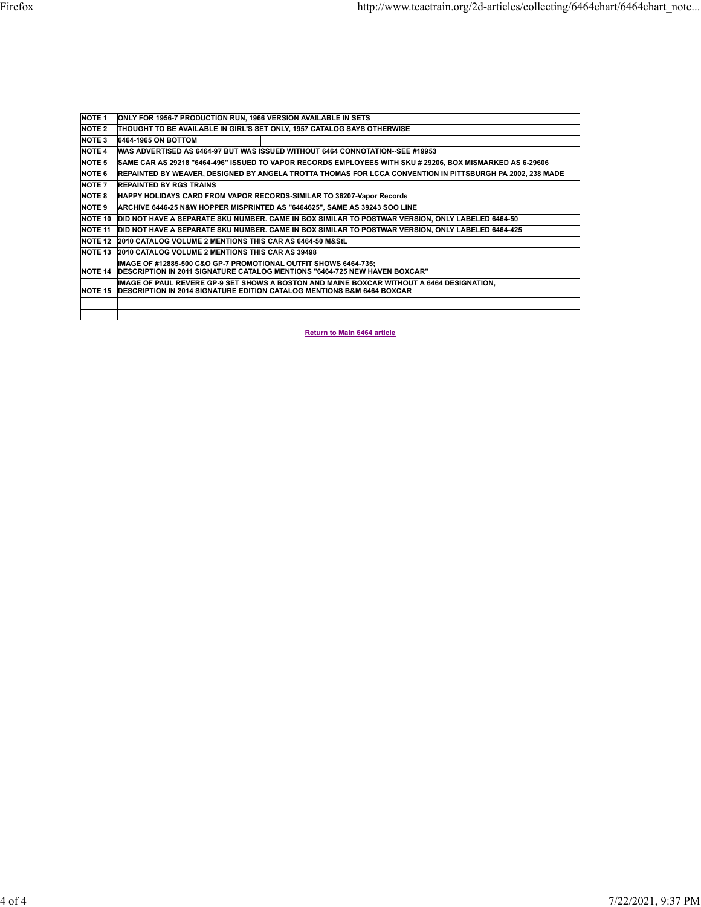| | |
|---|---|
| NOTE 1 | ONLY FOR 1956-7 PRODUCTION RUN, 1966 VERSION AVAILABLE IN SETS |
| NOTE 2 | THOUGHT TO BE AVAILABLE IN GIRL'S SET ONLY, 1957 CATALOG SAYS OTHERWISE |
| NOTE 3 | 6464-1965 ON BOTTOM |
| NOTE 4 | WAS ADVERTISED AS 6464-97 BUT WAS ISSUED WITHOUT 6464 CONNOTATION--SEE #19953 |
| NOTE 5 | SAME CAR AS 29218 "6464-496" ISSUED TO VAPOR RECORDS EMPLOYEES WITH SKU # 29206, BOX MISMARKED AS 6-29606 |
| NOTE 6 | REPAINTED BY WEAVER, DESIGNED BY ANGELA TROTTA THOMAS FOR LCCA CONVENTION IN PITTSBURGH PA 2002, 238 MADE |
| NOTE 7 | REPAINTED BY RGS TRAINS |
| NOTE 8 | HAPPY HOLIDAYS CARD FROM VAPOR RECORDS-SIMILAR TO 36207-Vapor Records |
| NOTE 9 | ARCHIVE 6446-25 N&W HOPPER MISPRINTED AS "6464625", SAME AS 39243 SOO LINE |
| NOTE 10 | DID NOT HAVE A SEPARATE SKU NUMBER. CAME IN BOX SIMILAR TO POSTWAR VERSION, ONLY LABELED 6464-50 |
| NOTE 11 | DID NOT HAVE A SEPARATE SKU NUMBER. CAME IN BOX SIMILAR TO POSTWAR VERSION, ONLY LABELED 6464-425 |
| NOTE 12 | 2010 CATALOG VOLUME 2 MENTIONS THIS CAR AS 6464-50 M&StL |
| NOTE 13 | 2010 CATALOG VOLUME 2 MENTIONS THIS CAR AS 39498 |
| NOTE 14 | IMAGE OF #12885-500 C&O GP-7 PROMOTIONAL OUTFIT SHOWS 6464-735; DESCRIPTION IN 2011 SIGNATURE CATALOG MENTIONS "6464-725 NEW HAVEN BOXCAR" |
| NOTE 15 | IMAGE OF PAUL REVERE GP-9 SET SHOWS A BOSTON AND MAINE BOXCAR WITHOUT A 6464 DESIGNATION, DESCRIPTION IN 2014 SIGNATURE EDITION CATALOG MENTIONS B&M 6464 BOXCAR |
| | |
| | |

Return to Main 6464 article